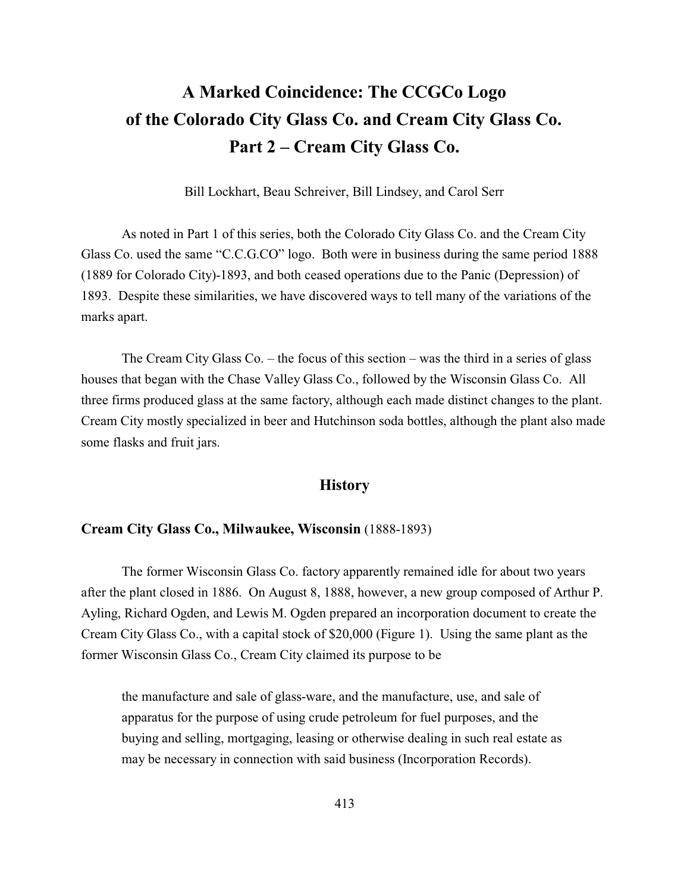# A Marked Coincidence: The CCGCo Logo of the Colorado City Glass Co. and Cream City Glass Co.
# Part 2 – Cream City Glass Co.

Bill Lockhart, Beau Schreiver, Bill Lindsey, and Carol Serr

As noted in Part 1 of this series, both the Colorado City Glass Co. and the Cream City Glass Co. used the same "C.C.G.CO" logo. Both were in business during the same period 1888 (1889 for Colorado City)-1893, and both ceased operations due to the Panic (Depression) of 1893. Despite these similarities, we have discovered ways to tell many of the variations of the marks apart.

The Cream City Glass Co. – the focus of this section – was the third in a series of glass houses that began with the Chase Valley Glass Co., followed by the Wisconsin Glass Co. All three firms produced glass at the same factory, although each made distinct changes to the plant. Cream City mostly specialized in beer and Hutchinson soda bottles, although the plant also made some flasks and fruit jars.

## History

### Cream City Glass Co., Milwaukee, Wisconsin (1888-1893)

The former Wisconsin Glass Co. factory apparently remained idle for about two years after the plant closed in 1886. On August 8, 1888, however, a new group composed of Arthur P. Ayling, Richard Ogden, and Lewis M. Ogden prepared an incorporation document to create the Cream City Glass Co., with a capital stock of $20,000 (Figure 1). Using the same plant as the former Wisconsin Glass Co., Cream City claimed its purpose to be

> the manufacture and sale of glass-ware, and the manufacture, use, and sale of apparatus for the purpose of using crude petroleum for fuel purposes, and the buying and selling, mortgaging, leasing or otherwise dealing in such real estate as may be necessary in connection with said business (Incorporation Records).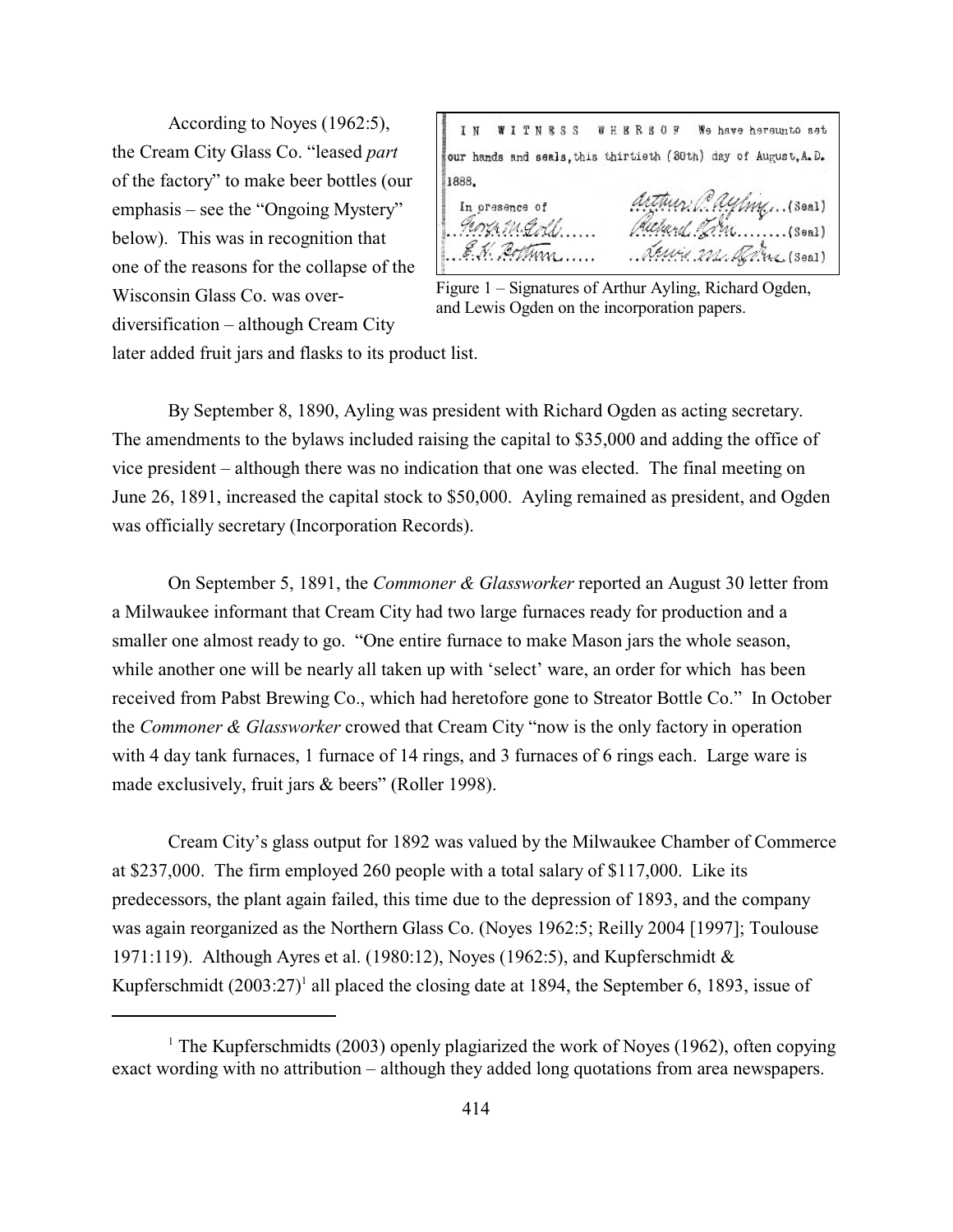According to Noyes (1962:5), the Cream City Glass Co. "leased *part* of the factory" to make beer bottles (our emphasis – see the "Ongoing Mystery" below). This was in recognition that one of the reasons for the collapse of the Wisconsin Glass Co. was over-diversification – although Cream City later added fruit jars and flasks to its product list.

Figure 1 – Signatures of Arthur Ayling, Richard Ogden, and Lewis Ogden on the incorporation papers.

By September 8, 1890, Ayling was president with Richard Ogden as acting secretary. The amendments to the bylaws included raising the capital to $35,000 and adding the office of vice president – although there was no indication that one was elected. The final meeting on June 26, 1891, increased the capital stock to $50,000. Ayling remained as president, and Ogden was officially secretary (Incorporation Records).

On September 5, 1891, the *Commoner & Glassworker* reported an August 30 letter from a Milwaukee informant that Cream City had two large furnaces ready for production and a smaller one almost ready to go. "One entire furnace to make Mason jars the whole season, while another one will be nearly all taken up with 'select' ware, an order for which has been received from Pabst Brewing Co., which had heretofore gone to Streator Bottle Co." In October the *Commoner & Glassworker* crowed that Cream City "now is the only factory in operation with 4 day tank furnaces, 1 furnace of 14 rings, and 3 furnaces of 6 rings each. Large ware is made exclusively, fruit jars & beers" (Roller 1998).

Cream City's glass output for 1892 was valued by the Milwaukee Chamber of Commerce at $237,000. The firm employed 260 people with a total salary of $117,000. Like its predecessors, the plant again failed, this time due to the depression of 1893, and the company was again reorganized as the Northern Glass Co. (Noyes 1962:5; Reilly 2004 [1997]; Toulouse 1971:119). Although Ayres et al. (1980:12), Noyes (1962:5), and Kupferschmidt & Kupferschmidt (2003:27)[1] all placed the closing date at 1894, the September 6, 1893, issue of

[1] The Kupferschmidts (2003) openly plagiarized the work of Noyes (1962), often copying exact wording with no attribution – although they added long quotations from area newspapers.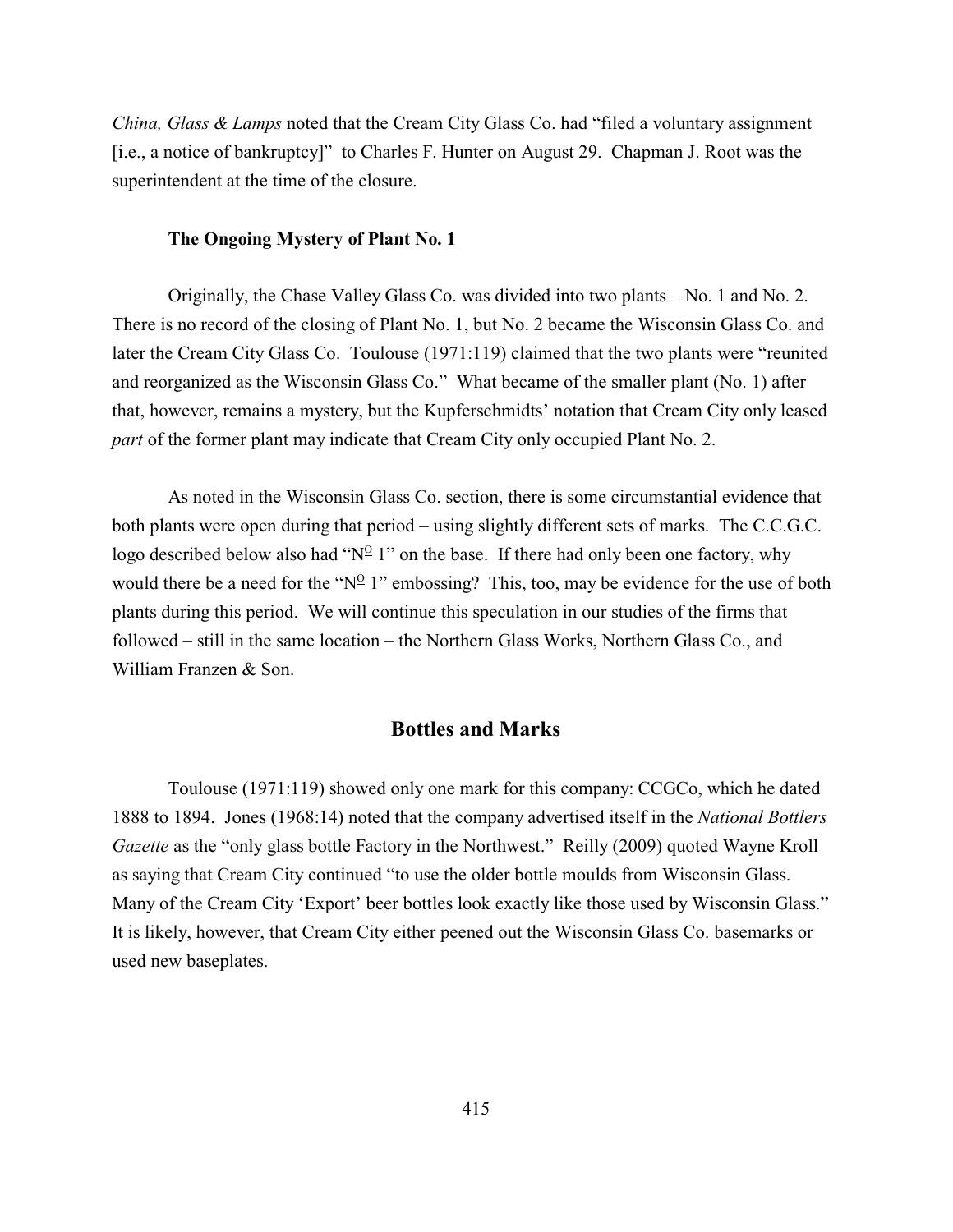*China, Glass & Lamps* noted that the Cream City Glass Co. had "filed a voluntary assignment [i.e., a notice of bankruptcy]" to Charles F. Hunter on August 29. Chapman J. Root was the superintendent at the time of the closure.

### The Ongoing Mystery of Plant No. 1

Originally, the Chase Valley Glass Co. was divided into two plants – No. 1 and No. 2. There is no record of the closing of Plant No. 1, but No. 2 became the Wisconsin Glass Co. and later the Cream City Glass Co. Toulouse (1971:119) claimed that the two plants were "reunited and reorganized as the Wisconsin Glass Co." What became of the smaller plant (No. 1) after that, however, remains a mystery, but the Kupferschmidts' notation that Cream City only leased *part* of the former plant may indicate that Cream City only occupied Plant No. 2.

As noted in the Wisconsin Glass Co. section, there is some circumstantial evidence that both plants were open during that period – using slightly different sets of marks. The C.C.G.C. logo described below also had "N$^{\underline{O}}$ 1" on the base. If there had only been one factory, why would there be a need for the "N$^{\underline{O}}$ 1" embossing? This, too, may be evidence for the use of both plants during this period. We will continue this speculation in our studies of the firms that followed – still in the same location – the Northern Glass Works, Northern Glass Co., and William Franzen & Son.

## Bottles and Marks

Toulouse (1971:119) showed only one mark for this company: CCGCo, which he dated 1888 to 1894. Jones (1968:14) noted that the company advertised itself in the *National Bottlers Gazette* as the "only glass bottle Factory in the Northwest." Reilly (2009) quoted Wayne Kroll as saying that Cream City continued "to use the older bottle moulds from Wisconsin Glass. Many of the Cream City 'Export' beer bottles look exactly like those used by Wisconsin Glass." It is likely, however, that Cream City either peened out the Wisconsin Glass Co. basemarks or used new baseplates.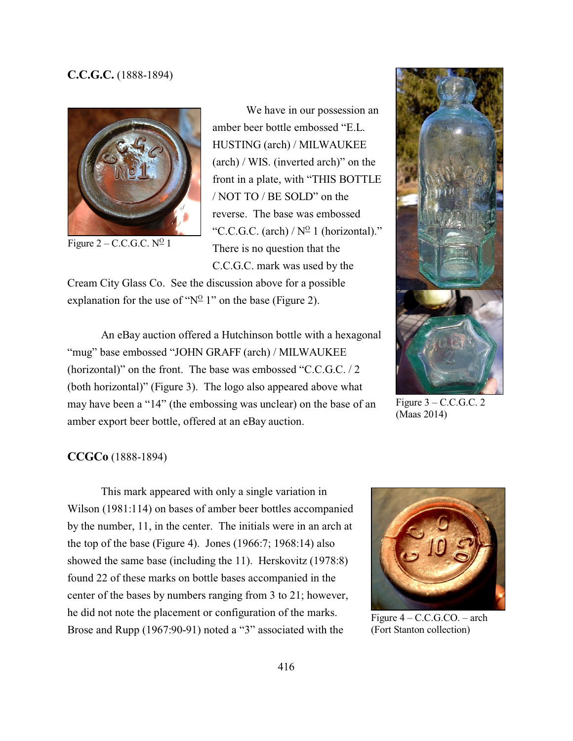**C.C.G.C.** (1888-1894)

We have in our possession an amber beer bottle embossed "E.L. HUSTING (arch) / MILWAUKEE (arch) / WIS. (inverted arch)" on the front in a plate, with "THIS BOTTLE / NOT TO / BE SOLD" on the reverse. The base was embossed "C.C.G.C. (arch) / N$^{\underline{O}}$ 1 (horizontal)." There is no question that the C.C.G.C. mark was used by the Cream City Glass Co. See the discussion above for a possible explanation for the use of "N$^{\underline{O}}$ 1" on the base (Figure 2).

Figure 2 – C.C.G.C. N$^{\underline{O}}$ 1

An eBay auction offered a Hutchinson bottle with a hexagonal "mug" base embossed "JOHN GRAFF (arch) / MILWAUKEE (horizontal)" on the front. The base was embossed "C.C.G.C. / 2 (both horizontal)" (Figure 3). The logo also appeared above what may have been a "14" (the embossing was unclear) on the base of an amber export beer bottle, offered at an eBay auction.

Figure 3 – C.C.G.C. 2 (Maas 2014)

**CCGCo** (1888-1894)

This mark appeared with only a single variation in Wilson (1981:114) on bases of amber beer bottles accompanied by the number, 11, in the center. The initials were in an arch at the top of the base (Figure 4). Jones (1966:7; 1968:14) also showed the same base (including the 11). Herskovitz (1978:8) found 22 of these marks on bottle bases accompanied in the center of the bases by numbers ranging from 3 to 21; however, he did not note the placement or configuration of the marks. Brose and Rupp (1967:90-91) noted a "3" associated with the

Figure 4 – C.C.G.CO. – arch (Fort Stanton collection)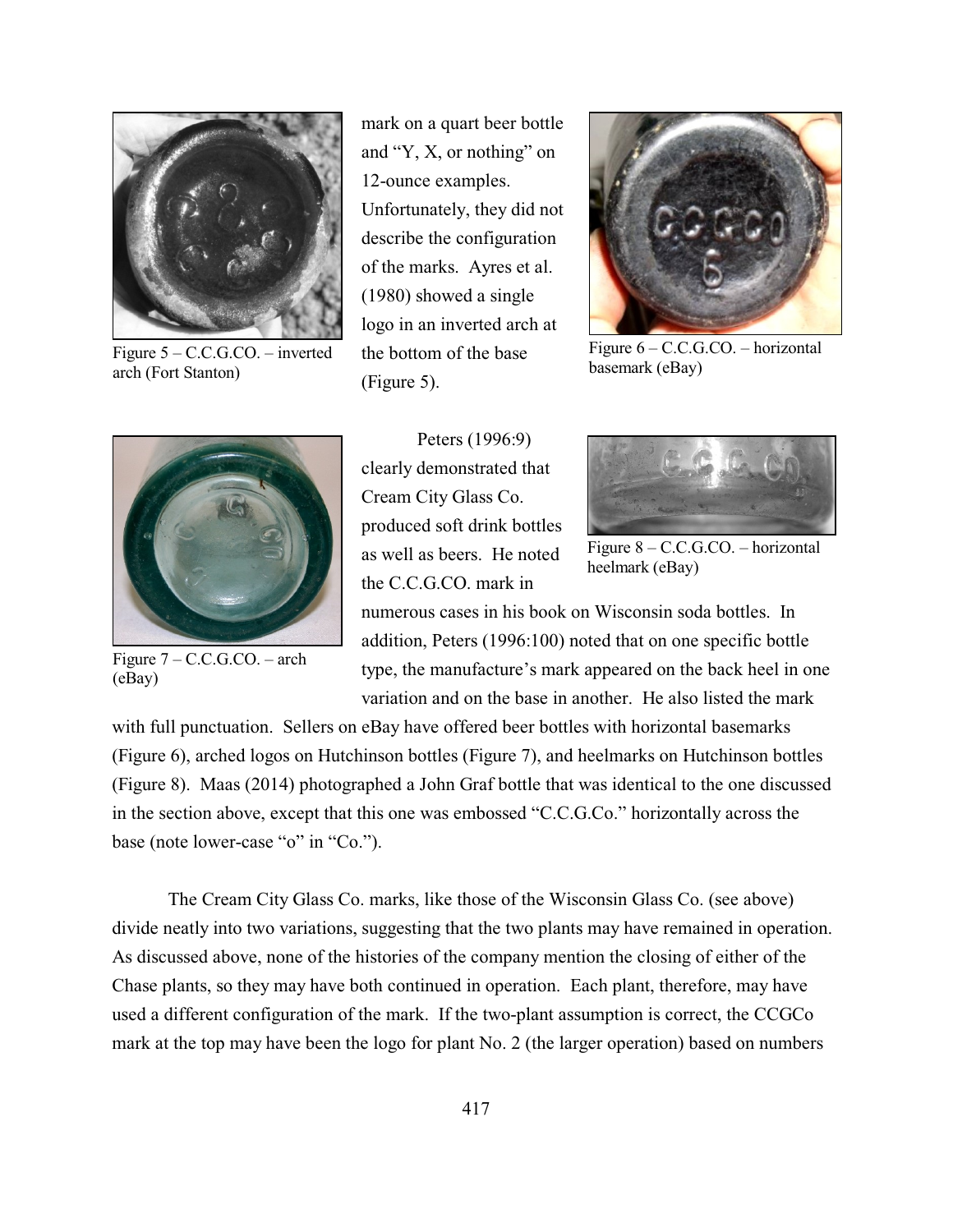mark on a quart beer bottle and "Y, X, or nothing" on 12-ounce examples. Unfortunately, they did not describe the configuration of the marks. Ayres et al. (1980) showed a single logo in an inverted arch at the bottom of the base (Figure 5).

Figure 5 – C.C.G.CO. – inverted arch (Fort Stanton)

Figure 6 – C.C.G.CO. – horizontal basemark (eBay)

Peters (1996:9) clearly demonstrated that Cream City Glass Co. produced soft drink bottles as well as beers. He noted the C.C.G.CO. mark in numerous cases in his book on Wisconsin soda bottles. In addition, Peters (1996:100) noted that on one specific bottle type, the manufacture's mark appeared on the back heel in one variation and on the base in another. He also listed the mark with full punctuation. Sellers on eBay have offered beer bottles with horizontal basemarks (Figure 6), arched logos on Hutchinson bottles (Figure 7), and heelmarks on Hutchinson bottles (Figure 8). Maas (2014) photographed a John Graf bottle that was identical to the one discussed in the section above, except that this one was embossed "C.C.G.Co." horizontally across the base (note lower-case "o" in "Co.").

Figure 7 – C.C.G.CO. – arch (eBay)

Figure 8 – C.C.G.CO. – horizontal heelmark (eBay)

The Cream City Glass Co. marks, like those of the Wisconsin Glass Co. (see above) divide neatly into two variations, suggesting that the two plants may have remained in operation. As discussed above, none of the histories of the company mention the closing of either of the Chase plants, so they may have both continued in operation. Each plant, therefore, may have used a different configuration of the mark. If the two-plant assumption is correct, the CCGCo mark at the top may have been the logo for plant No. 2 (the larger operation) based on numbers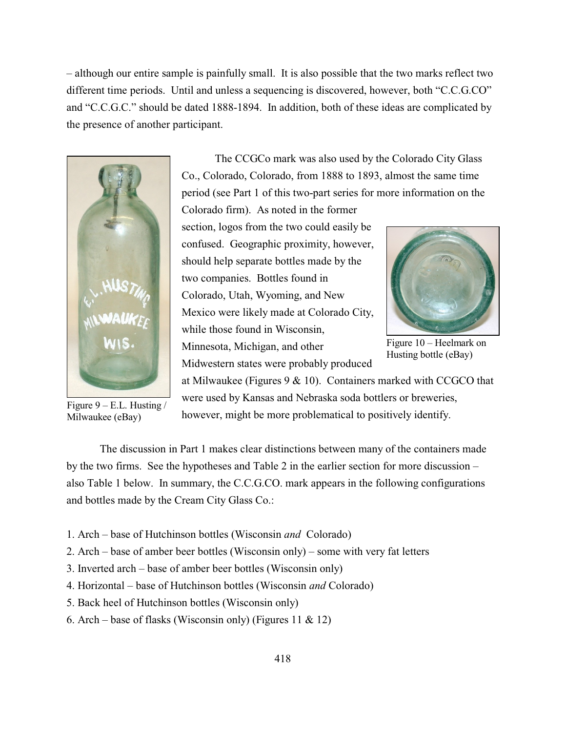– although our entire sample is painfully small. It is also possible that the two marks reflect two different time periods. Until and unless a sequencing is discovered, however, both "C.C.G.CO" and "C.C.G.C." should be dated 1888-1894. In addition, both of these ideas are complicated by the presence of another participant.

The CCGCo mark was also used by the Colorado City Glass Co., Colorado, Colorado, from 1888 to 1893, almost the same time period (see Part 1 of this two-part series for more information on the Colorado firm). As noted in the former section, logos from the two could easily be confused. Geographic proximity, however, should help separate bottles made by the two companies. Bottles found in Colorado, Utah, Wyoming, and New Mexico were likely made at Colorado City, while those found in Wisconsin, Minnesota, Michigan, and other Midwestern states were probably produced at Milwaukee (Figures 9 & 10). Containers marked with CCGCO that were used by Kansas and Nebraska soda bottlers or breweries, however, might be more problematical to positively identify.

Figure 9 – E.L. Husting / Milwaukee (eBay)

Figure 10 – Heelmark on Husting bottle (eBay)

The discussion in Part 1 makes clear distinctions between many of the containers made by the two firms. See the hypotheses and Table 2 in the earlier section for more discussion – also Table 1 below. In summary, the C.C.G.CO. mark appears in the following configurations and bottles made by the Cream City Glass Co.:

1. Arch – base of Hutchinson bottles (Wisconsin *and* Colorado)
2. Arch – base of amber beer bottles (Wisconsin only) – some with very fat letters
3. Inverted arch – base of amber beer bottles (Wisconsin only)
4. Horizontal – base of Hutchinson bottles (Wisconsin *and* Colorado)
5. Back heel of Hutchinson bottles (Wisconsin only)
6. Arch – base of flasks (Wisconsin only) (Figures 11 & 12)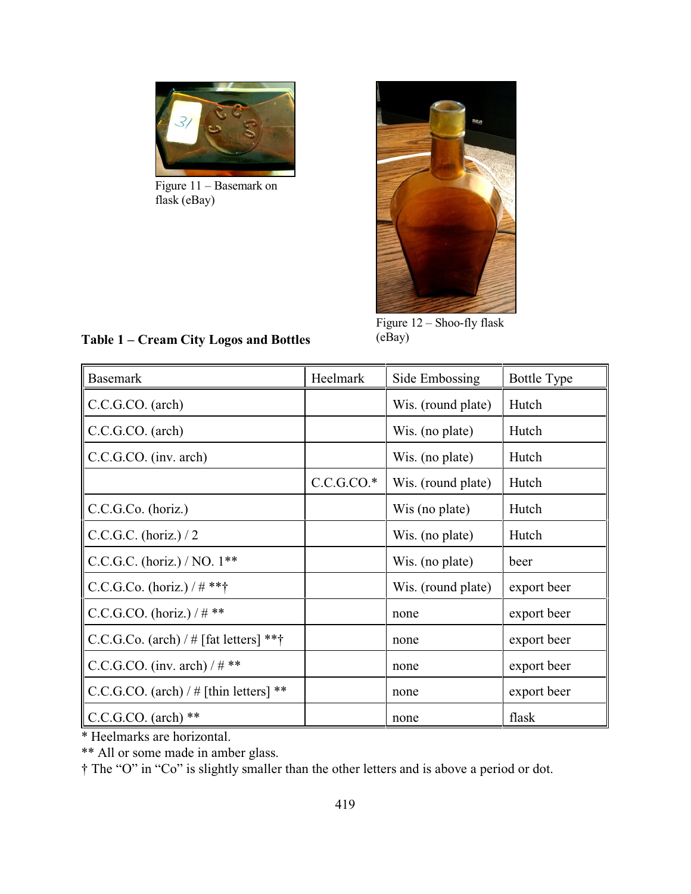Figure 11 – Basemark on flask (eBay)

Figure 12 – Shoo-fly flask (eBay)

**Table 1 – Cream City Logos and Bottles**

| Basemark | Heelmark | Side Embossing | Bottle Type |
|---|---|---|---|
| C.C.G.CO. (arch) | | Wis. (round plate) | Hutch |
| C.C.G.CO. (arch) | | Wis. (no plate) | Hutch |
| C.C.G.CO. (inv. arch) | | Wis. (no plate) | Hutch |
| | C.C.G.CO.* | Wis. (round plate) | Hutch |
| C.C.G.Co. (horiz.) | | Wis (no plate) | Hutch |
| C.C.G.C. (horiz.) / 2 | | Wis. (no plate) | Hutch |
| C.C.G.C. (horiz.) / NO. 1** | | Wis. (no plate) | beer |
| C.C.G.Co. (horiz.) / # **† | | Wis. (round plate) | export beer |
| C.C.G.CO. (horiz.) / # ** | | none | export beer |
| C.C.G.Co. (arch) / # [fat letters] **† | | none | export beer |
| C.C.G.CO. (inv. arch) / # ** | | none | export beer |
| C.C.G.CO. (arch) / # [thin letters] ** | | none | export beer |
| C.C.G.CO. (arch) ** | | none | flask |

\* Heelmarks are horizontal.

** All or some made in amber glass.

† The "O" in "Co" is slightly smaller than the other letters and is above a period or dot.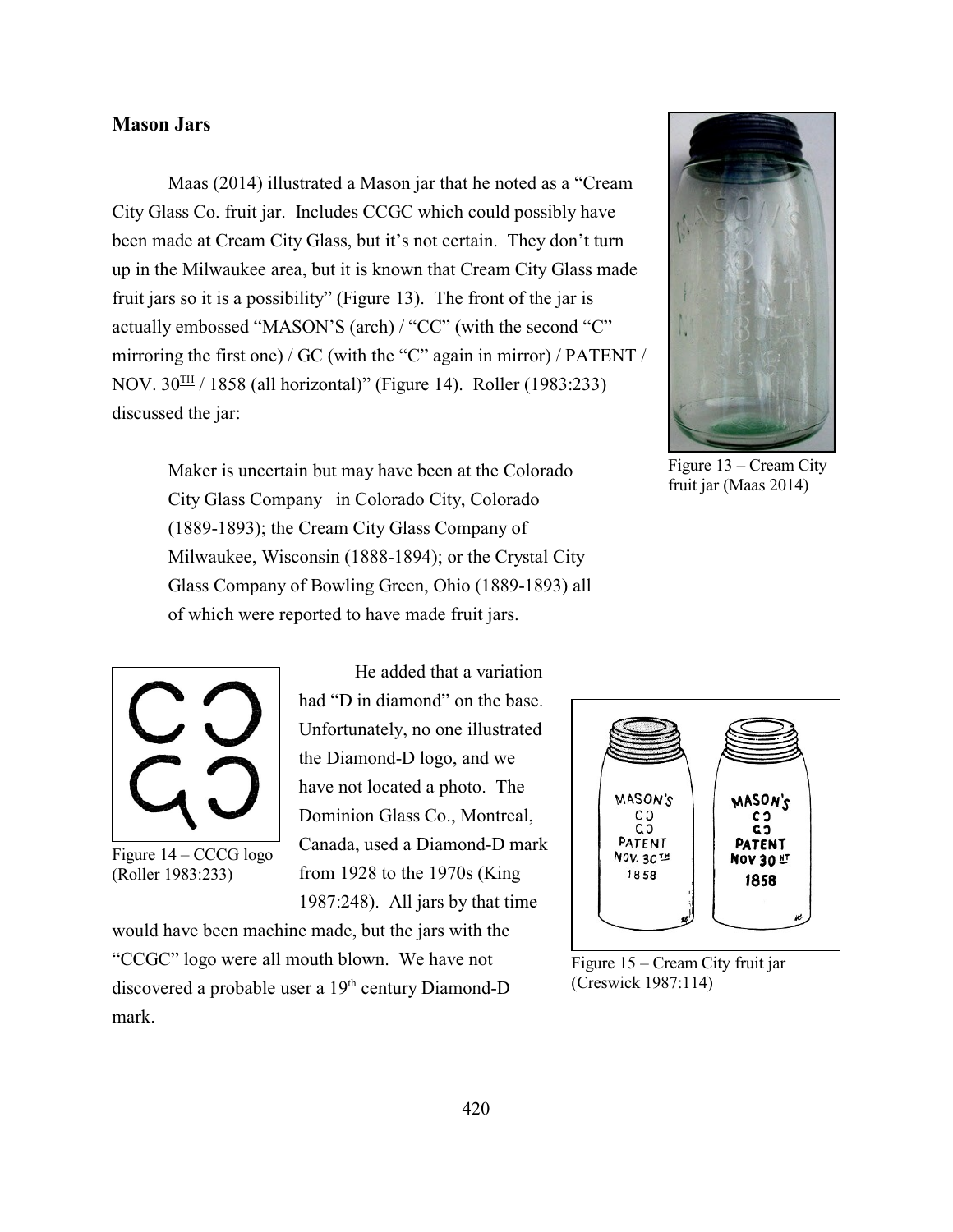### Mason Jars

Maas (2014) illustrated a Mason jar that he noted as a "Cream City Glass Co. fruit jar. Includes CCGC which could possibly have been made at Cream City Glass, but it's not certain. They don't turn up in the Milwaukee area, but it is known that Cream City Glass made fruit jars so it is a possibility" (Figure 13). The front of the jar is actually embossed "MASON'S (arch) / "CC" (with the second "C" mirroring the first one) / GC (with the "C" again in mirror) / PATENT / NOV. 30^TH / 1858 (all horizontal)" (Figure 14). Roller (1983:233) discussed the jar:

> Maker is uncertain but may have been at the Colorado City Glass Company in Colorado City, Colorado (1889-1893); the Cream City Glass Company of Milwaukee, Wisconsin (1888-1894); or the Crystal City Glass Company of Bowling Green, Ohio (1889-1893) all of which were reported to have made fruit jars.

Figure 13 – Cream City fruit jar (Maas 2014)

He added that a variation had "D in diamond" on the base. Unfortunately, no one illustrated the Diamond-D logo, and we have not located a photo. The Dominion Glass Co., Montreal, Canada, used a Diamond-D mark from 1928 to the 1970s (King 1987:248). All jars by that time would have been machine made, but the jars with the "CCGC" logo were all mouth blown. We have not discovered a probable user a 19th century Diamond-D mark.

Figure 14 – CCCG logo (Roller 1983:233)

Figure 15 – Cream City fruit jar (Creswick 1987:114)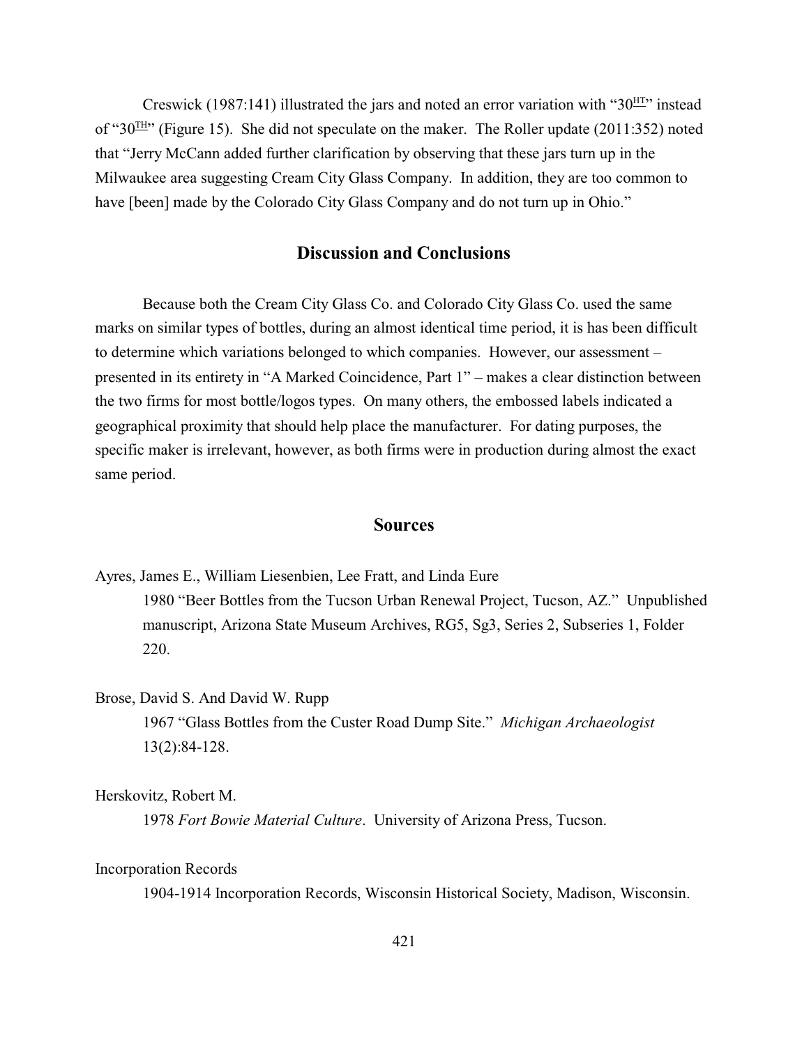Creswick (1987:141) illustrated the jars and noted an error variation with "30HT" instead of "30TH" (Figure 15). She did not speculate on the maker. The Roller update (2011:352) noted that "Jerry McCann added further clarification by observing that these jars turn up in the Milwaukee area suggesting Cream City Glass Company. In addition, they are too common to have [been] made by the Colorado City Glass Company and do not turn up in Ohio."

## Discussion and Conclusions

Because both the Cream City Glass Co. and Colorado City Glass Co. used the same marks on similar types of bottles, during an almost identical time period, it is has been difficult to determine which variations belonged to which companies. However, our assessment – presented in its entirety in "A Marked Coincidence, Part 1" – makes a clear distinction between the two firms for most bottle/logos types. On many others, the embossed labels indicated a geographical proximity that should help place the manufacturer. For dating purposes, the specific maker is irrelevant, however, as both firms were in production during almost the exact same period.

## Sources

Ayres, James E., William Liesenbien, Lee Fratt, and Linda Eure

1980 "Beer Bottles from the Tucson Urban Renewal Project, Tucson, AZ." Unpublished manuscript, Arizona State Museum Archives, RG5, Sg3, Series 2, Subseries 1, Folder 220.

Brose, David S. And David W. Rupp

1967 "Glass Bottles from the Custer Road Dump Site." *Michigan Archaeologist* 13(2):84-128.

Herskovitz, Robert M.

1978 *Fort Bowie Material Culture*. University of Arizona Press, Tucson.

Incorporation Records

1904-1914 Incorporation Records, Wisconsin Historical Society, Madison, Wisconsin.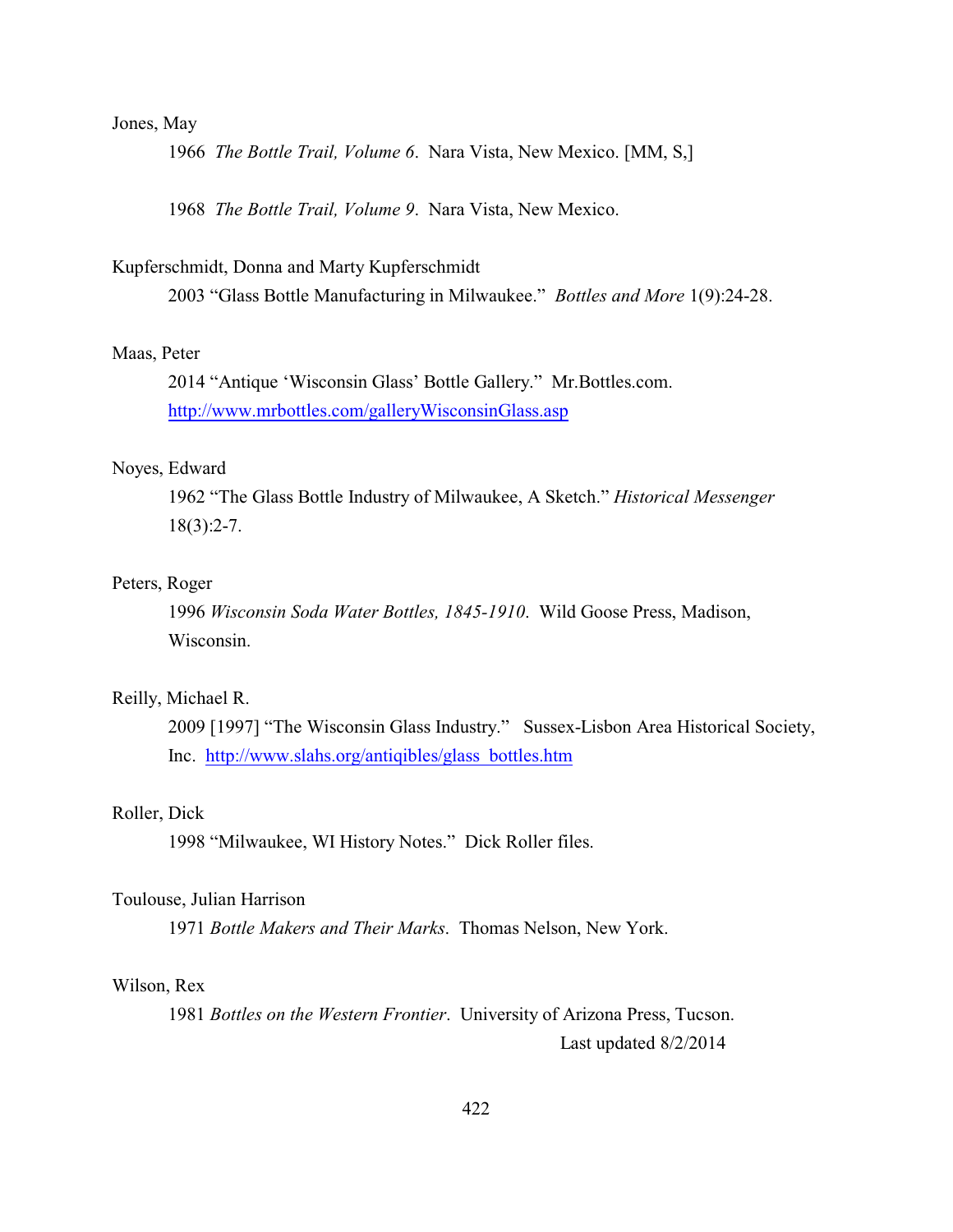Jones, May

1966 *The Bottle Trail, Volume 6*. Nara Vista, New Mexico. [MM, S,]

1968 *The Bottle Trail, Volume 9*. Nara Vista, New Mexico.

Kupferschmidt, Donna and Marty Kupferschmidt

2003 "Glass Bottle Manufacturing in Milwaukee." *Bottles and More* 1(9):24-28.

Maas, Peter

2014 "Antique 'Wisconsin Glass' Bottle Gallery." Mr.Bottles.com. http://www.mrbottles.com/galleryWisconsinGlass.asp

Noyes, Edward

1962 "The Glass Bottle Industry of Milwaukee, A Sketch." *Historical Messenger* 18(3):2-7.

Peters, Roger

1996 *Wisconsin Soda Water Bottles, 1845-1910*. Wild Goose Press, Madison, Wisconsin.

Reilly, Michael R.

2009 [1997] "The Wisconsin Glass Industry." Sussex-Lisbon Area Historical Society, Inc. http://www.slahs.org/antiqibles/glass_bottles.htm

Roller, Dick

1998 "Milwaukee, WI History Notes." Dick Roller files.

Toulouse, Julian Harrison

1971 *Bottle Makers and Their Marks*. Thomas Nelson, New York.

Wilson, Rex

1981 *Bottles on the Western Frontier*. University of Arizona Press, Tucson.

Last updated 8/2/2014